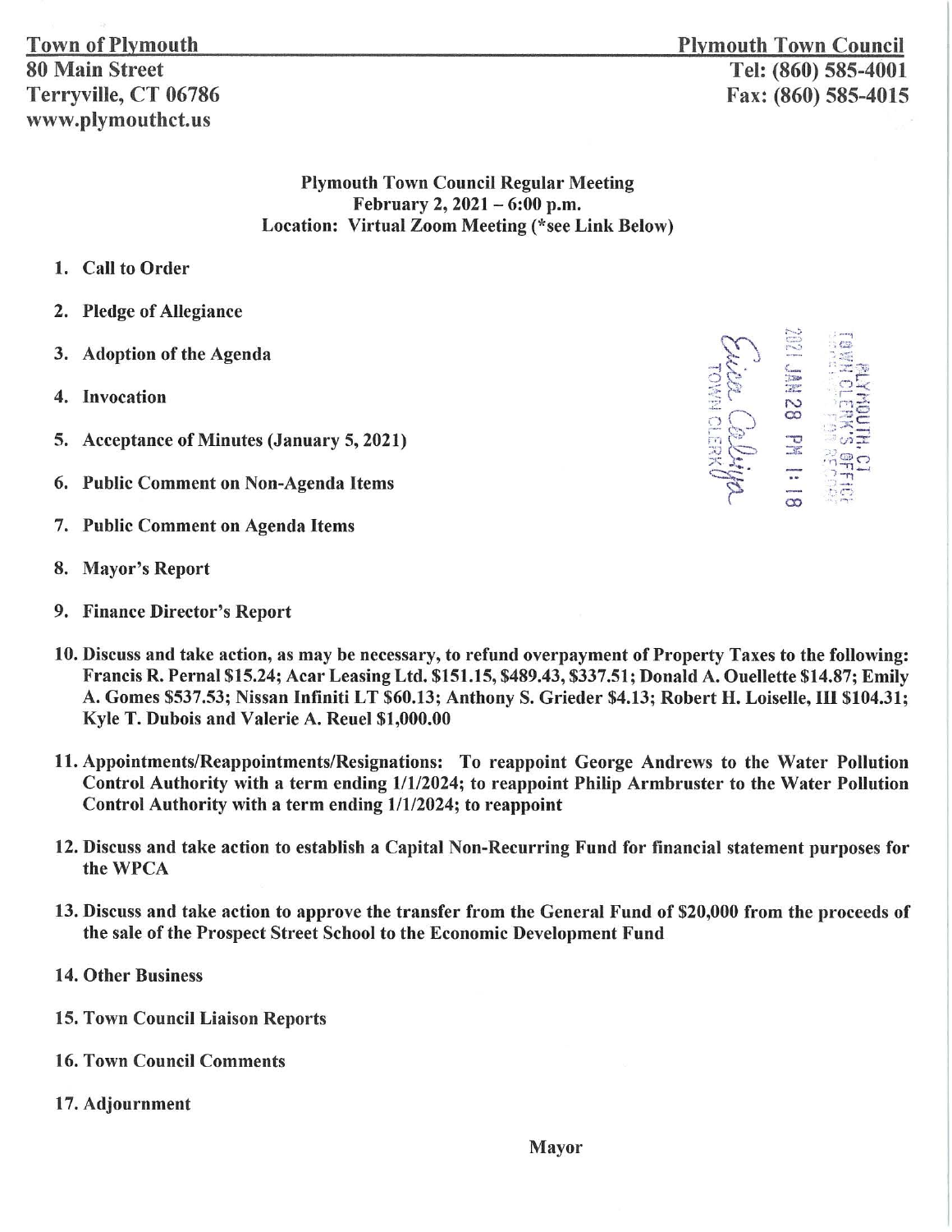**Town of Plymouth**
**80 Main Street**
**Terryville, CT 06786**
**www.plymouthct.us**

**Plymouth Town Council**
**Tel: (860) 585-4001**
**Fax: (860) 585-4015**

**Plymouth Town Council Regular Meeting**
**February 2, 2021 – 6:00 p.m.**
**Location: Virtual Zoom Meeting (*see Link Below)**

PLYMOUTH, CT
TOWN CLERK'S OFFICE
2021 JAN 28 PM 1:18
TOWN CLERK

1. **Call to Order**
2. **Pledge of Allegiance**
3. **Adoption of the Agenda**
4. **Invocation**
5. **Acceptance of Minutes (January 5, 2021)**
6. **Public Comment on Non-Agenda Items**
7. **Public Comment on Agenda Items**
8. **Mayor's Report**
9. **Finance Director's Report**
10. **Discuss and take action, as may be necessary, to refund overpayment of Property Taxes to the following: Francis R. Pernal $15.24; Acar Leasing Ltd. $151.15, $489.43, $337.51; Donald A. Ouellette $14.87; Emily A. Gomes $537.53; Nissan Infiniti LT $60.13; Anthony S. Grieder $4.13; Robert H. Loiselle, III $104.31; Kyle T. Dubois and Valerie A. Reuel $1,000.00**
11. **Appointments/Reappointments/Resignations: To reappoint George Andrews to the Water Pollution Control Authority with a term ending 1/1/2024; to reappoint Philip Armbruster to the Water Pollution Control Authority with a term ending 1/1/2024; to reappoint**
12. **Discuss and take action to establish a Capital Non-Recurring Fund for financial statement purposes for the WPCA**
13. **Discuss and take action to approve the transfer from the General Fund of $20,000 from the proceeds of the sale of the Prospect Street School to the Economic Development Fund**
14. **Other Business**
15. **Town Council Liaison Reports**
16. **Town Council Comments**
17. **Adjournment**

**Mayor**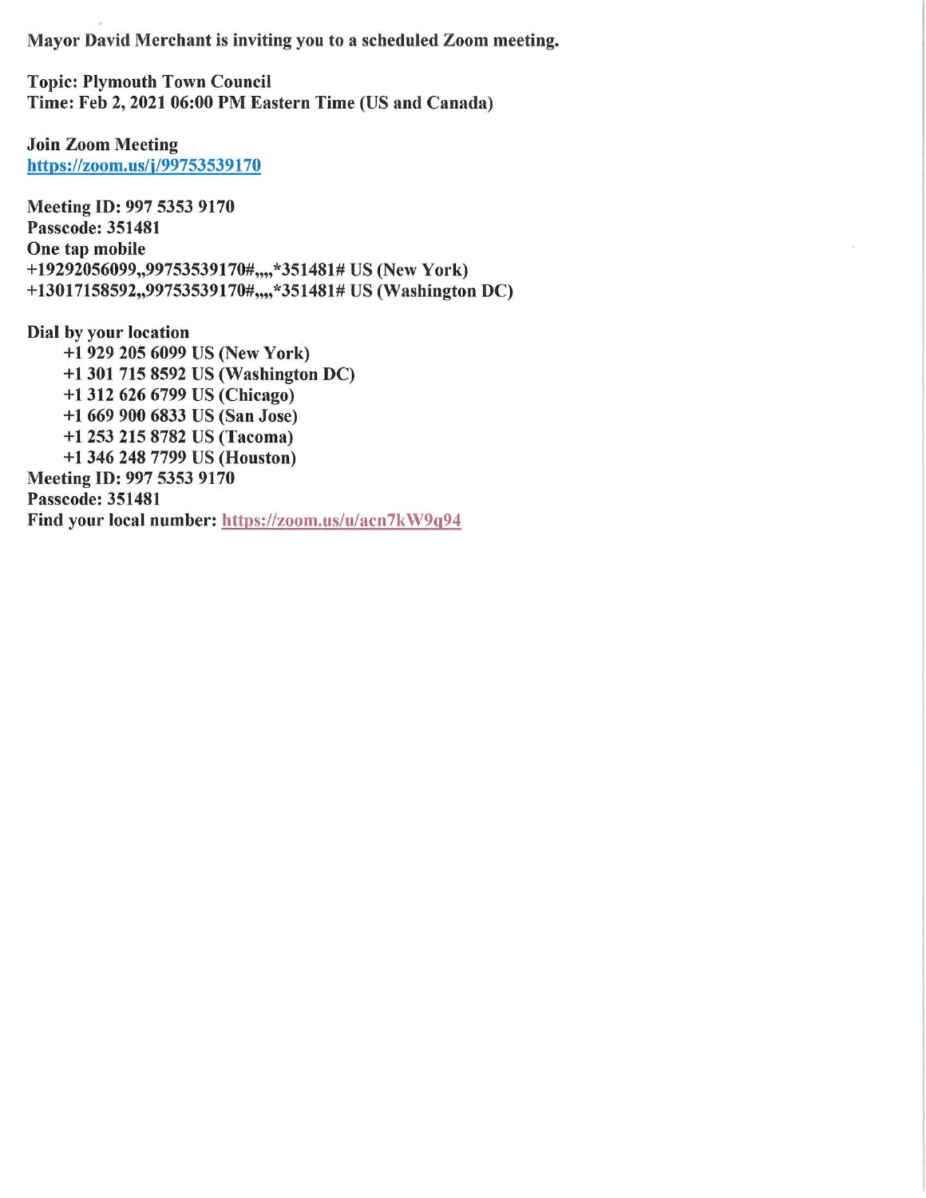**Mayor David Merchant is inviting you to a scheduled Zoom meeting.**

**Topic: Plymouth Town Council**
**Time: Feb 2, 2021 06:00 PM Eastern Time (US and Canada)**

**Join Zoom Meeting**
**https://zoom.us/j/99753539170**

**Meeting ID: 997 5353 9170**
**Passcode: 351481**
**One tap mobile**
**+19292056099,,99753539170#,,,,*351481# US (New York)**
**+13017158592,,99753539170#,,,,*351481# US (Washington DC)**

**Dial by your location**

- **+1 929 205 6099 US (New York)**
- **+1 301 715 8592 US (Washington DC)**
- **+1 312 626 6799 US (Chicago)**
- **+1 669 900 6833 US (San Jose)**
- **+1 253 215 8782 US (Tacoma)**
- **+1 346 248 7799 US (Houston)**

**Meeting ID: 997 5353 9170**
**Passcode: 351481**
**Find your local number: https://zoom.us/u/acn7kW9q94**